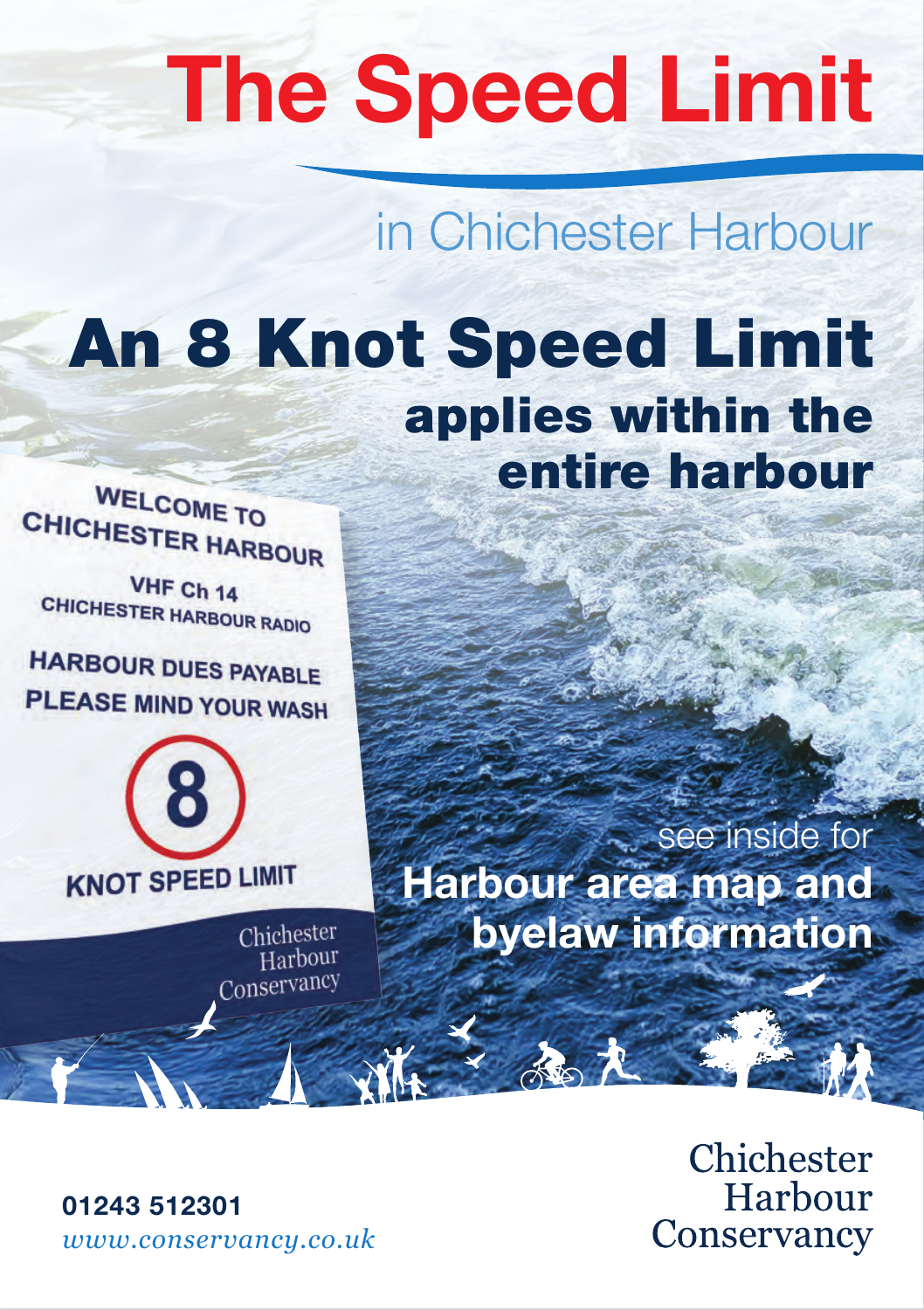# The Speed Limit

## in Chichester Harbour

# An 8 Knot Speed Limit

## applies within the entire harbour

WELCOME TO CHICHESTER HARBOUR

VHF Ch 14 CHICHESTER HARBOUR RADIO

HARBOUR DUES PAYABLE

PLEASE MIND YOUR WASH

8 KNOT SPEED LIMIT

Chichester Harbour Conservancy

see inside for

**Harbour area map and byelaw information**

**01243 512301**

*www.conservancy.co.uk*

Chichester Harbour Conservancy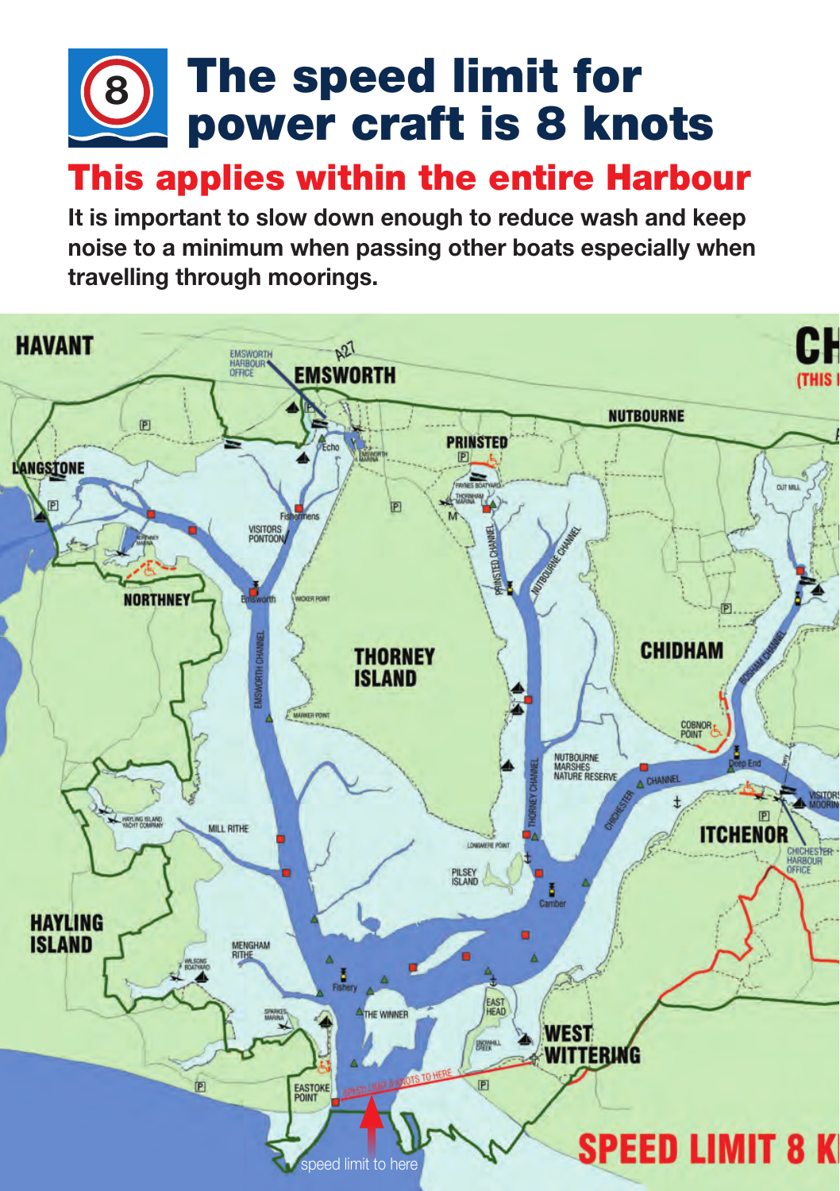# The speed limit for power craft is 8 knots

## This applies within the entire Harbour

**It is important to slow down enough to reduce wash and keep noise to a minimum when passing other boats especially when travelling through moorings.**

HAVANT

EMSWORTH HARBOUR OFFICE

A27

EMSWORTH

NUTBOURNE

PRINSTED

LANGSTONE

NORTHNEY

VISITORS PONTOON

Fishermens

Echo

EMSWORTH CHANNEL

PRINSTED CHANNEL

NUTBOURNE CHANNEL

THORNEY ISLAND

CHIDHAM

BOSHAM CHANNEL

COBNOR POINT

Deep End

NUTBOURNE MARSHES NATURE RESERVE

THORNEY CHANNEL

CHICHESTER CHANNEL

ITCHENOR

CHICHESTER HARBOUR OFFICE

MILL RITHE

PILSEY ISLAND

Camber

HAYLING ISLAND

MENGHAM RITHE

Fishery

THE WINNER

EAST HEAD

WEST WITTERING

EASTOKE POINT

SPEED LIMIT 8 KNOTS TO HERE

speed limit to here

SPEED LIMIT 8 K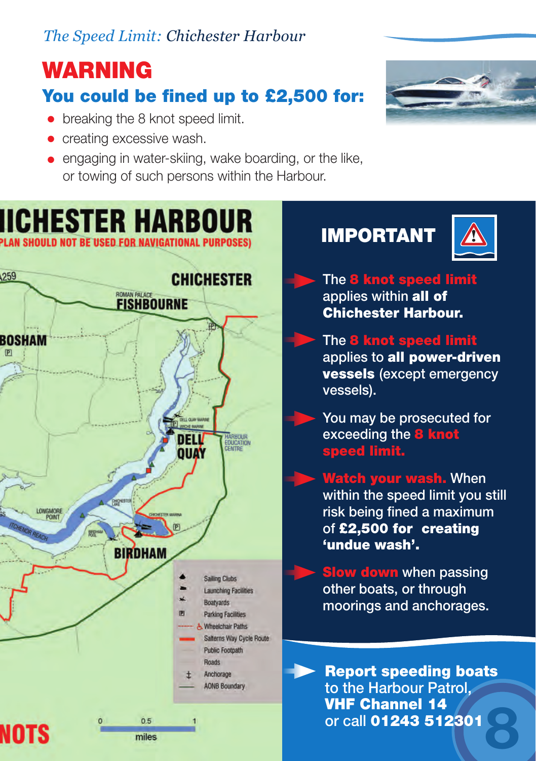*The Speed Limit: Chichester Harbour*

# WARNING

## You could be fined up to £2,500 for:

- breaking the 8 knot speed limit.
- creating excessive wash.
- engaging in water-skiing, wake boarding, or the like, or towing of such persons within the Harbour.

**CHICHESTER HARBOUR**

**(PLAN SHOULD NOT BE USED FOR NAVIGATIONAL PURPOSES)**

CHICHESTER
ROMAN PALACE
FISHBOURNE
BOSHAM
DELL QUAY
DELL QUAY MARINE
WYCHE MARINE
HARBOUR EDUCATION CENTRE
CHICHESTER LAKE
LONGMORE POINT
ITCHENOR REACH
CHICHESTER MARINA
BIRDHAM POOL
BIRDHAM

- Sailing Clubs
- Launching Facilities
- Boatyards
- Parking Facilities
- Wheelchair Paths
- Salterns Way Cycle Route
- Public Footpath
- Roads
- Anchorage
- AONB Boundary

0 — 0.5 — 1 miles

## IMPORTANT

- The **8 knot speed limit** applies within **all of Chichester Harbour.**
- The **8 knot speed limit** applies to **all power-driven vessels** (except emergency vessels).
- You may be prosecuted for exceeding the **8 knot speed limit.**
- **Watch your wash.** When within the speed limit you still risk being fined a maximum of **£2,500 for creating 'undue wash'.**
- **Slow down** when passing other boats, or through moorings and anchorages.

**Report speeding boats** to the Harbour Patrol, **VHF Channel 14** or call **01243 512301**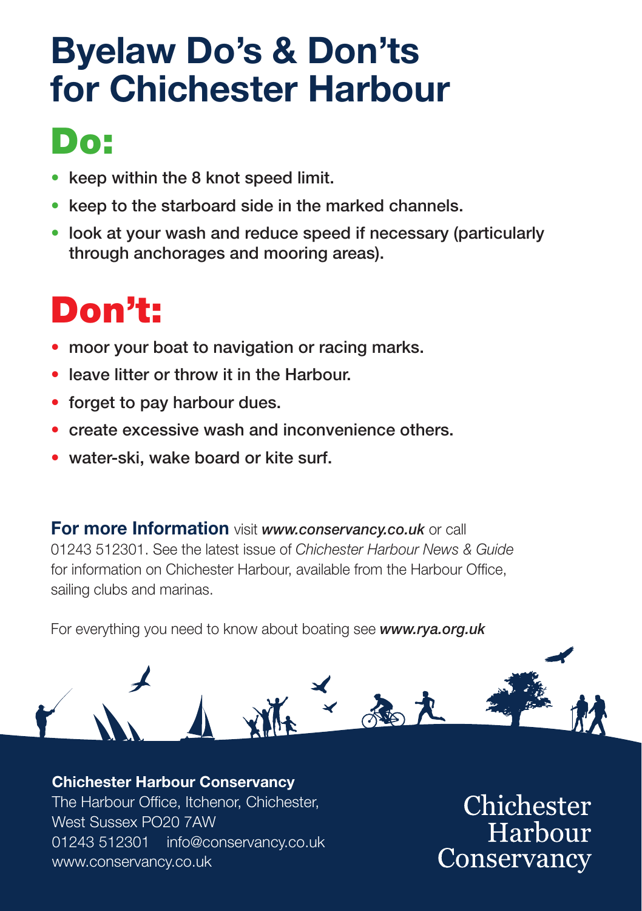# Byelaw Do's & Don'ts for Chichester Harbour

## Do:

- keep within the 8 knot speed limit.
- keep to the starboard side in the marked channels.
- look at your wash and reduce speed if necessary (particularly through anchorages and mooring areas).

## Don't:

- moor your boat to navigation or racing marks.
- leave litter or throw it in the Harbour.
- forget to pay harbour dues.
- create excessive wash and inconvenience others.
- water-ski, wake board or kite surf.

**For more Information** visit ***www.conservancy.co.uk*** or call 01243 512301. See the latest issue of *Chichester Harbour News & Guide* for information on Chichester Harbour, available from the Harbour Office, sailing clubs and marinas.

For everything you need to know about boating see ***www.rya.org.uk***

**Chichester Harbour Conservancy**
The Harbour Office, Itchenor, Chichester, West Sussex PO20 7AW
01243 512301 info@conservancy.co.uk
www.conservancy.co.uk

Chichester Harbour Conservancy